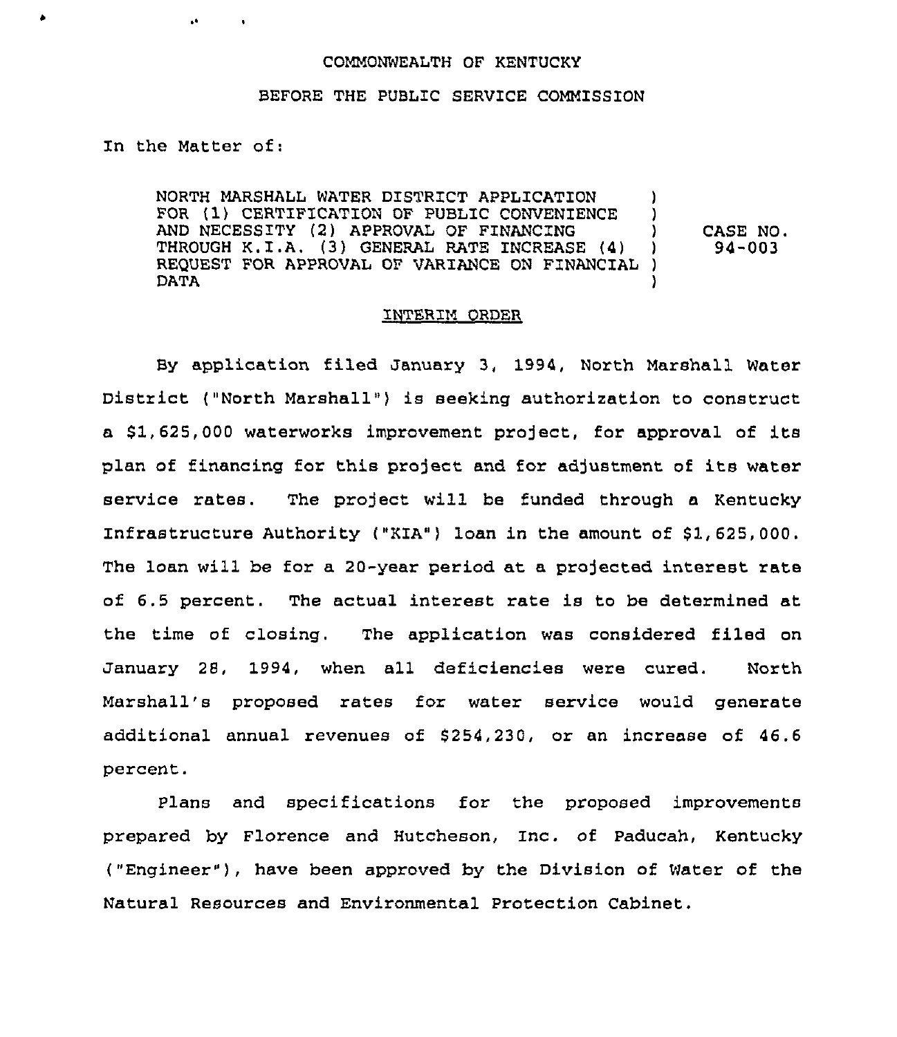COMMONWEALTH OF KENTUCKY

BEFORE THE PUBLIC SERVICE COMMISSION

In the Matter of:

| | | |
|---|---|---|
| NORTH MARSHALL WATER DISTRICT APPLICATION FOR (1) CERTIFICATION OF PUBLIC CONVENIENCE AND NECESSITY (2) APPROVAL OF FINANCING THROUGH K.I.A. (3) GENERAL RATE INCREASE (4) REQUEST FOR APPROVAL OF VARIANCE ON FINANCIAL DATA | ) | CASE NO. 94-003 |

INTERIM ORDER

By application filed January 3, 1994, North Marshall Water District ("North Marshall") is seeking authorization to construct a $1,625,000 waterworks improvement project, for approval of its plan of financing for this project and for adjustment of its water service rates. The project will be funded through a Kentucky Infrastructure Authority ("KIA") loan in the amount of $1,625,000. The loan will be for a 20-year period at a projected interest rate of 6.5 percent. The actual interest rate is to be determined at the time of closing. The application was considered filed on January 28, 1994, when all deficiencies were cured. North Marshall's proposed rates for water service would generate additional annual revenues of $254,230, or an increase of 46.6 percent.

Plans and specifications for the proposed improvements prepared by Florence and Hutcheson, Inc. of Paducah, Kentucky ("Engineer"), have been approved by the Division of Water of the Natural Resources and Environmental Protection Cabinet.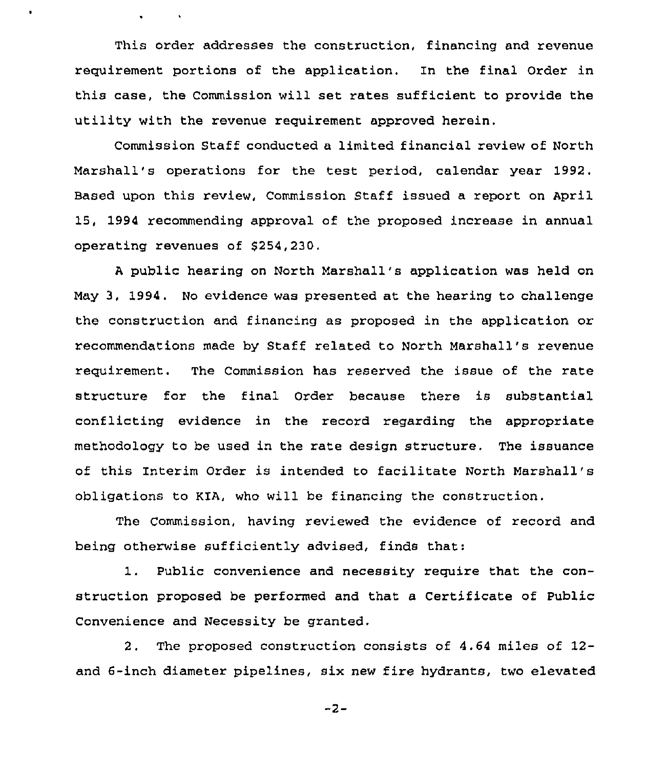This order addresses the construction, financing and revenue requirement portions of the application. In the final Order in this case, the Commission will set rates sufficient to provide the utility with the revenue requirement approved herein.

Commission Staff conducted a limited financial review of North Marshall's operations for the test period, calendar year 1992. Based upon this review, Commission Staff issued a report on April 15, 1994 recommending approval of the proposed increase in annual operating revenues of $254,230.

A public hearing on North Marshall's application was held on May 3, 1994. No evidence was presented at the hearing to challenge the construction and financing as proposed in the application or recommendations made by Staff related to North Marshall's revenue requirement. The Commission has reserved the issue of the rate structure for the final Order because there is substantial conflicting evidence in the record regarding the appropriate methodology to be used in the rate design structure. The issuance of this Interim Order is intended to facilitate North Marshall's obligations to KIA, who will be financing the construction.

The Commission, having reviewed the evidence of record and being otherwise sufficiently advised, finds that:

1. Public convenience and necessity require that the construction proposed be performed and that a Certificate of Public Convenience and Necessity be granted.

2. The proposed construction consists of 4.64 miles of 12- and 6-inch diameter pipelines, six new fire hydrants, two elevated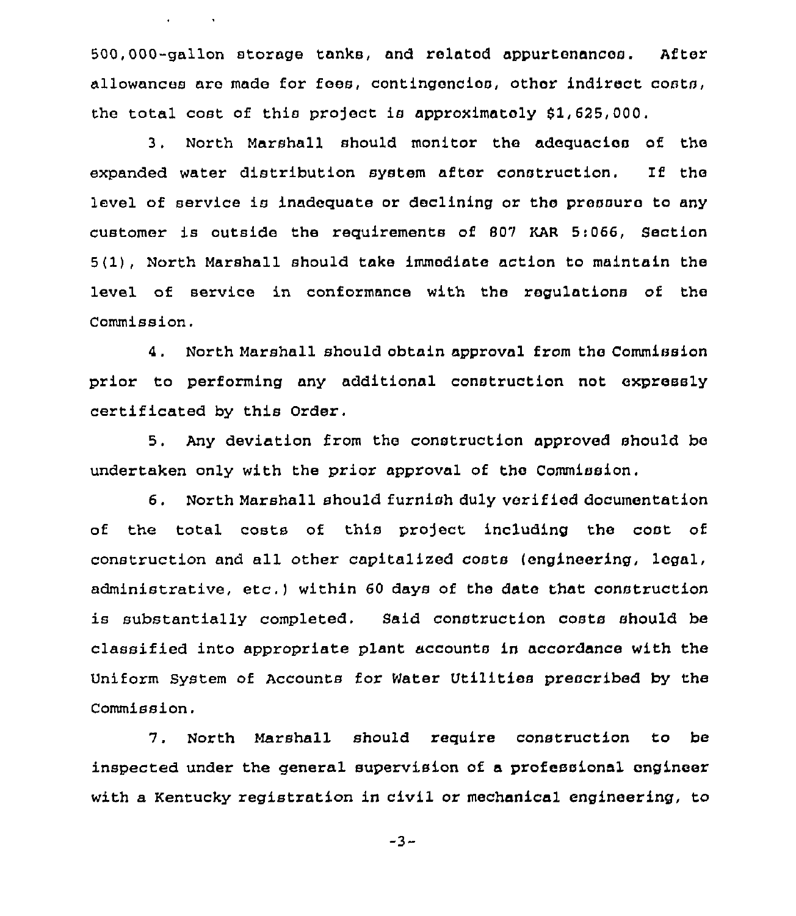500,000-gallon storage tanks, and related appurtenances. After allowances are made for fees, contingencies, other indirect costs, the total cost of this project is approximately $1,625,000.

3. North Marshall should monitor the adequacies of the expanded water distribution system after construction. If the level of service is inadequate or declining or the pressure to any customer is outside the requirements of 807 KAR 5:066, Section 5(1), North Marshall should take immediate action to maintain the level of service in conformance with the regulations of the Commission.

4. North Marshall should obtain approval from the Commission prior to performing any additional construction not expressly certificated by this Order.

5. Any deviation from the construction approved should be undertaken only with the prior approval of the Commission.

6. North Marshall should furnish duly verified documentation of the total costs of this project including the cost of construction and all other capitalized costs (engineering, legal, administrative, etc.) within 60 days of the date that construction is substantially completed. Said construction costs should be classified into appropriate plant accounts in accordance with the Uniform System of Accounts for Water Utilities prescribed by the Commission.

7. North Marshall should require construction to be inspected under the general supervision of a professional engineer with a Kentucky registration in civil or mechanical engineering, to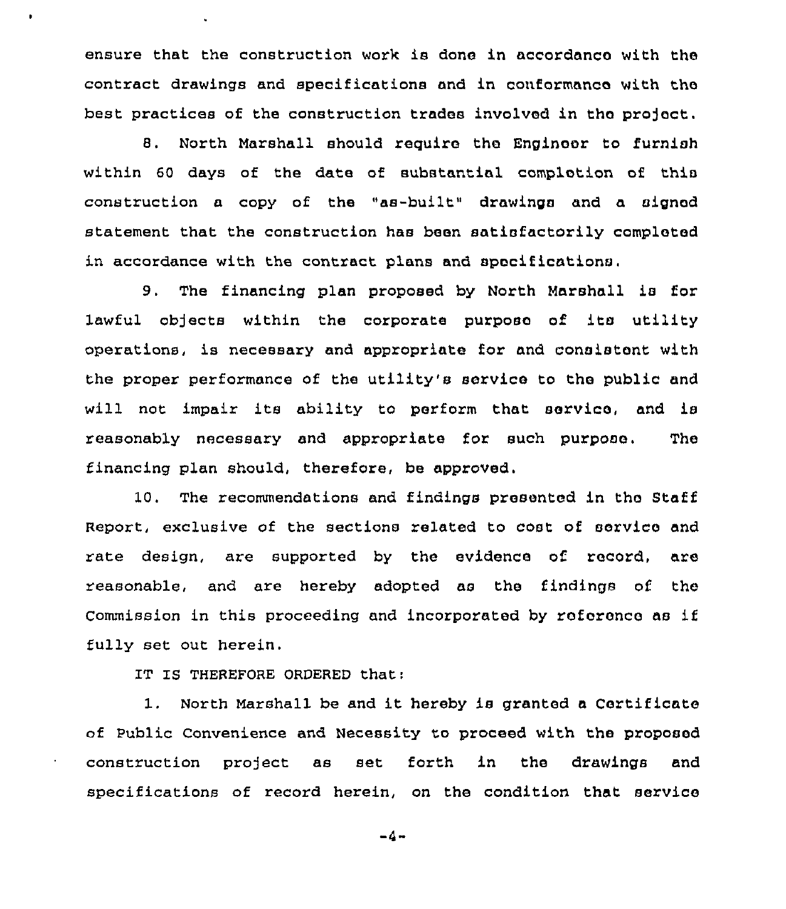ensure that the construction work is done in accordance with the contract drawings and specifications and in conformance with the best practices of the construction trades involved in the project.

8. North Marshall should require the Engineer to furnish within 60 days of the date of substantial completion of this construction a copy of the "as-built" drawings and a signed statement that the construction has been satisfactorily completed in accordance with the contract plans and specifications.

9. The financing plan proposed by North Marshall is for lawful objects within the corporate purpose of its utility operations, is necessary and appropriate for and consistent with the proper performance of the utility's service to the public and will not impair its ability to perform that service, and is reasonably necessary and appropriate for such purpose. The financing plan should, therefore, be approved.

10. The recommendations and findings presented in the Staff Report, exclusive of the sections related to cost of service and rate design, are supported by the evidence of record, are reasonable, and are hereby adopted as the findings of the Commission in this proceeding and incorporated by reference as if fully set out herein.

IT IS THEREFORE ORDERED that:

1. North Marshall be and it hereby is granted a Certificate of Public Convenience and Necessity to proceed with the proposed construction project as set forth in the drawings and specifications of record herein, on the condition that service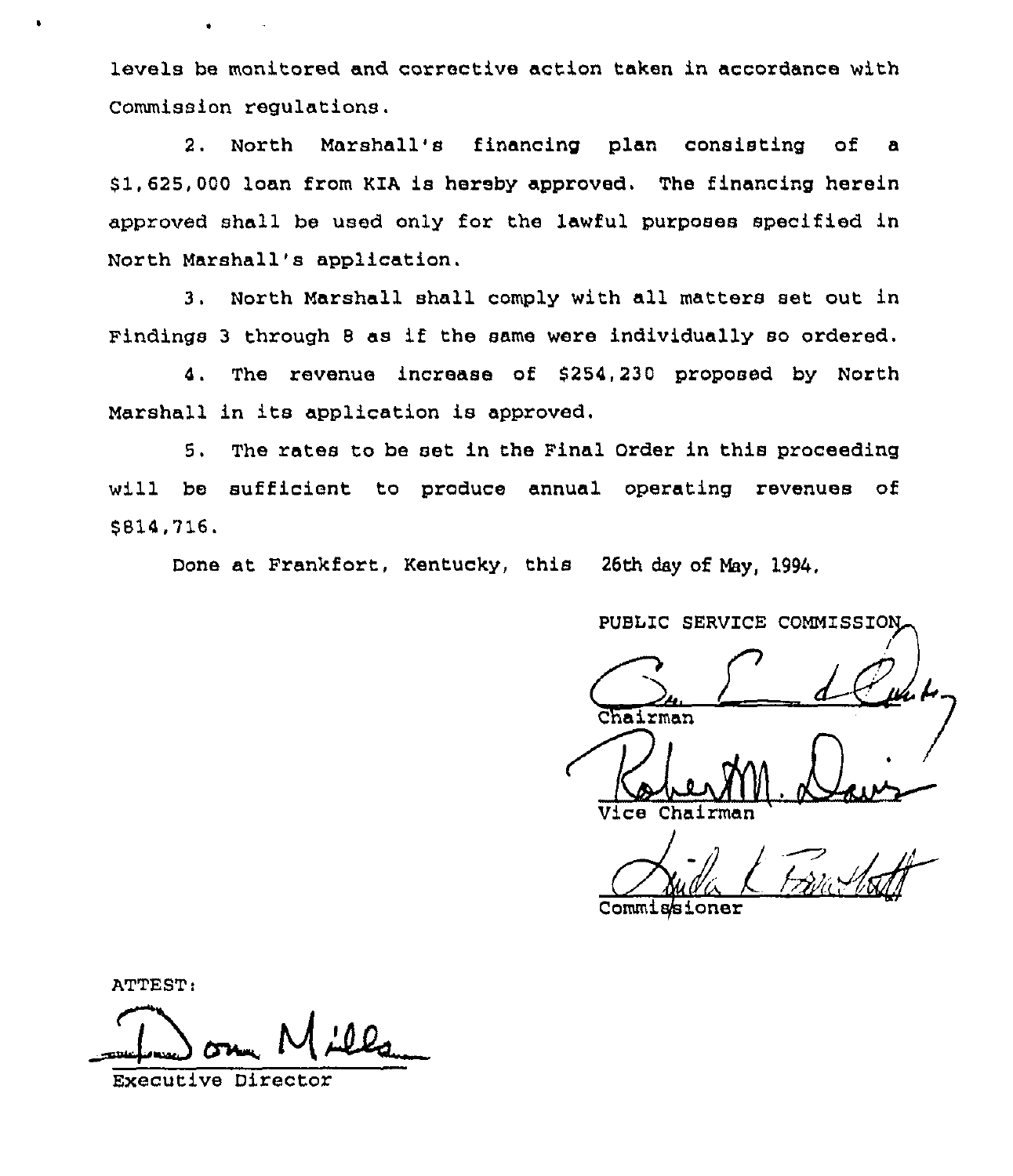levels be monitored and corrective action taken in accordance with Commission regulations.

2. North Marshall's financing plan consisting of a $1,625,000 loan from KIA is hereby approved. The financing herein approved shall be used only for the lawful purposes specified in North Marshall's application.

3. North Marshall shall comply with all matters set out in Findings 3 through 8 as if the same were individually so ordered.

4. The revenue increase of $254,230 proposed by North Marshall in its application is approved.

5. The rates to be set in the Final Order in this proceeding will be sufficient to produce annual operating revenues of $814,716.

Done at Frankfort, Kentucky, this 26th day of May, 1994.

PUBLIC SERVICE COMMISSION

Chairman

Vice Chairman

Commissioner

ATTEST:

Executive Director